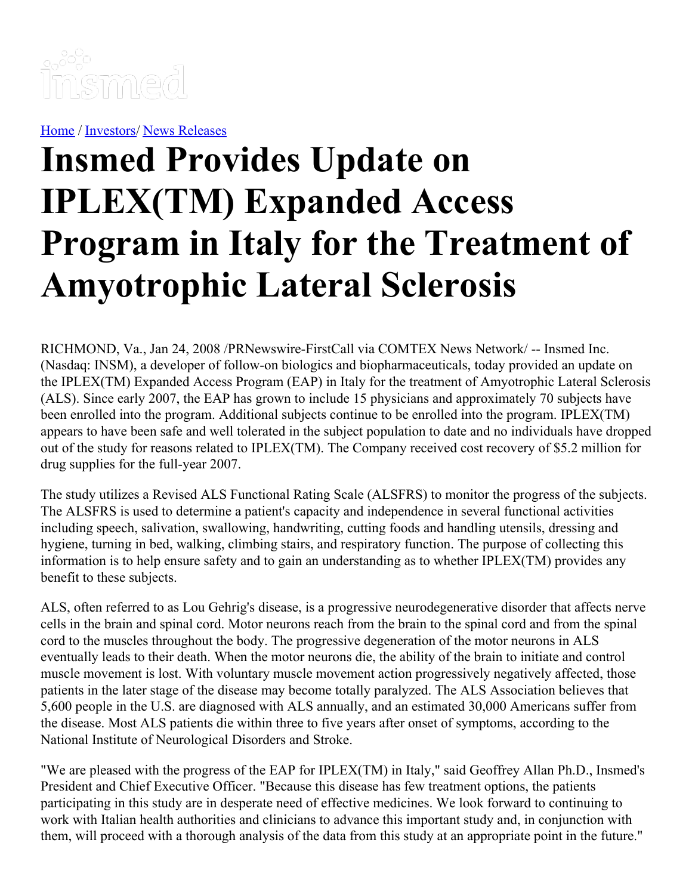Home / Investors/ News Releases

# Insmed Provides Update on IPLEX(TM) Expanded Access Program in Italy for the Treatment of Amyotrophic Lateral Sclerosis

RICHMOND, Va., Jan 24, 2008 /PRNewswire-FirstCall via COMTEX News Network/ -- Insmed Inc. (Nasdaq: INSM), a developer of follow-on biologics and biopharmaceuticals, today provided an update on the IPLEX(TM) Expanded Access Program (EAP) in Italy for the treatment of Amyotrophic Lateral Sclerosis (ALS). Since early 2007, the EAP has grown to include 15 physicians and approximately 70 subjects have been enrolled into the program. Additional subjects continue to be enrolled into the program. IPLEX(TM) appears to have been safe and well tolerated in the subject population to date and no individuals have dropped out of the study for reasons related to IPLEX(TM). The Company received cost recovery of $5.2 million for drug supplies for the full-year 2007.

The study utilizes a Revised ALS Functional Rating Scale (ALSFRS) to monitor the progress of the subjects. The ALSFRS is used to determine a patient's capacity and independence in several functional activities including speech, salivation, swallowing, handwriting, cutting foods and handling utensils, dressing and hygiene, turning in bed, walking, climbing stairs, and respiratory function. The purpose of collecting this information is to help ensure safety and to gain an understanding as to whether IPLEX(TM) provides any benefit to these subjects.

ALS, often referred to as Lou Gehrig's disease, is a progressive neurodegenerative disorder that affects nerve cells in the brain and spinal cord. Motor neurons reach from the brain to the spinal cord and from the spinal cord to the muscles throughout the body. The progressive degeneration of the motor neurons in ALS eventually leads to their death. When the motor neurons die, the ability of the brain to initiate and control muscle movement is lost. With voluntary muscle movement action progressively negatively affected, those patients in the later stage of the disease may become totally paralyzed. The ALS Association believes that 5,600 people in the U.S. are diagnosed with ALS annually, and an estimated 30,000 Americans suffer from the disease. Most ALS patients die within three to five years after onset of symptoms, according to the National Institute of Neurological Disorders and Stroke.

"We are pleased with the progress of the EAP for IPLEX(TM) in Italy," said Geoffrey Allan Ph.D., Insmed's President and Chief Executive Officer. "Because this disease has few treatment options, the patients participating in this study are in desperate need of effective medicines. We look forward to continuing to work with Italian health authorities and clinicians to advance this important study and, in conjunction with them, will proceed with a thorough analysis of the data from this study at an appropriate point in the future."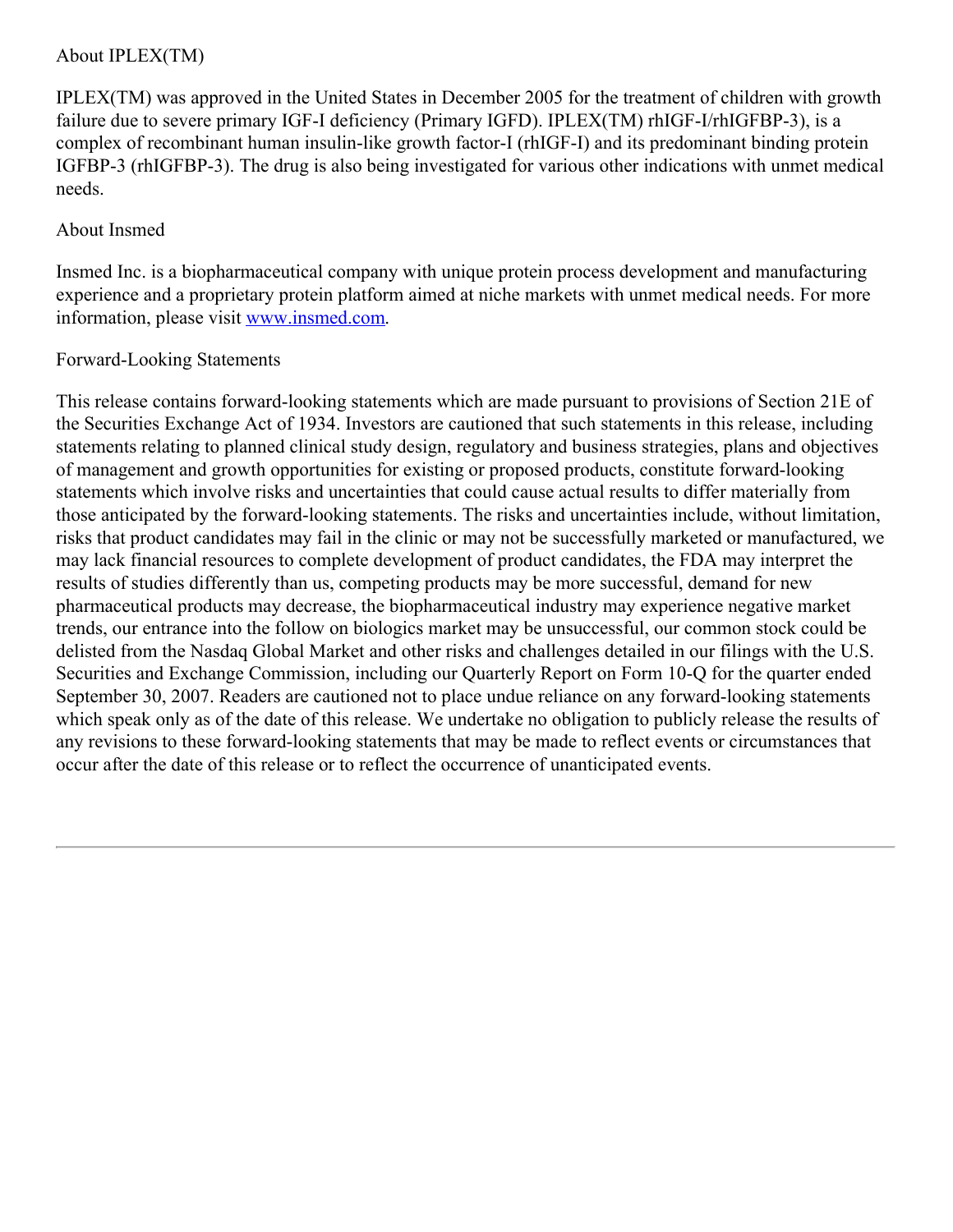## About IPLEX(TM)

IPLEX(TM) was approved in the United States in December 2005 for the treatment of children with growth failure due to severe primary IGF-I deficiency (Primary IGFD). IPLEX(TM) rhIGF-I/rhIGFBP-3), is a complex of recombinant human insulin-like growth factor-I (rhIGF-I) and its predominant binding protein IGFBP-3 (rhIGFBP-3). The drug is also being investigated for various other indications with unmet medical needs.

## About Insmed

Insmed Inc. is a biopharmaceutical company with unique protein process development and manufacturing experience and a proprietary protein platform aimed at niche markets with unmet medical needs. For more information, please visit [www.insmed.com](http://www.insmed.com).

## Forward-Looking Statements

This release contains forward-looking statements which are made pursuant to provisions of Section 21E of the Securities Exchange Act of 1934. Investors are cautioned that such statements in this release, including statements relating to planned clinical study design, regulatory and business strategies, plans and objectives of management and growth opportunities for existing or proposed products, constitute forward-looking statements which involve risks and uncertainties that could cause actual results to differ materially from those anticipated by the forward-looking statements. The risks and uncertainties include, without limitation, risks that product candidates may fail in the clinic or may not be successfully marketed or manufactured, we may lack financial resources to complete development of product candidates, the FDA may interpret the results of studies differently than us, competing products may be more successful, demand for new pharmaceutical products may decrease, the biopharmaceutical industry may experience negative market trends, our entrance into the follow on biologics market may be unsuccessful, our common stock could be delisted from the Nasdaq Global Market and other risks and challenges detailed in our filings with the U.S. Securities and Exchange Commission, including our Quarterly Report on Form 10-Q for the quarter ended September 30, 2007. Readers are cautioned not to place undue reliance on any forward-looking statements which speak only as of the date of this release. We undertake no obligation to publicly release the results of any revisions to these forward-looking statements that may be made to reflect events or circumstances that occur after the date of this release or to reflect the occurrence of unanticipated events.

---